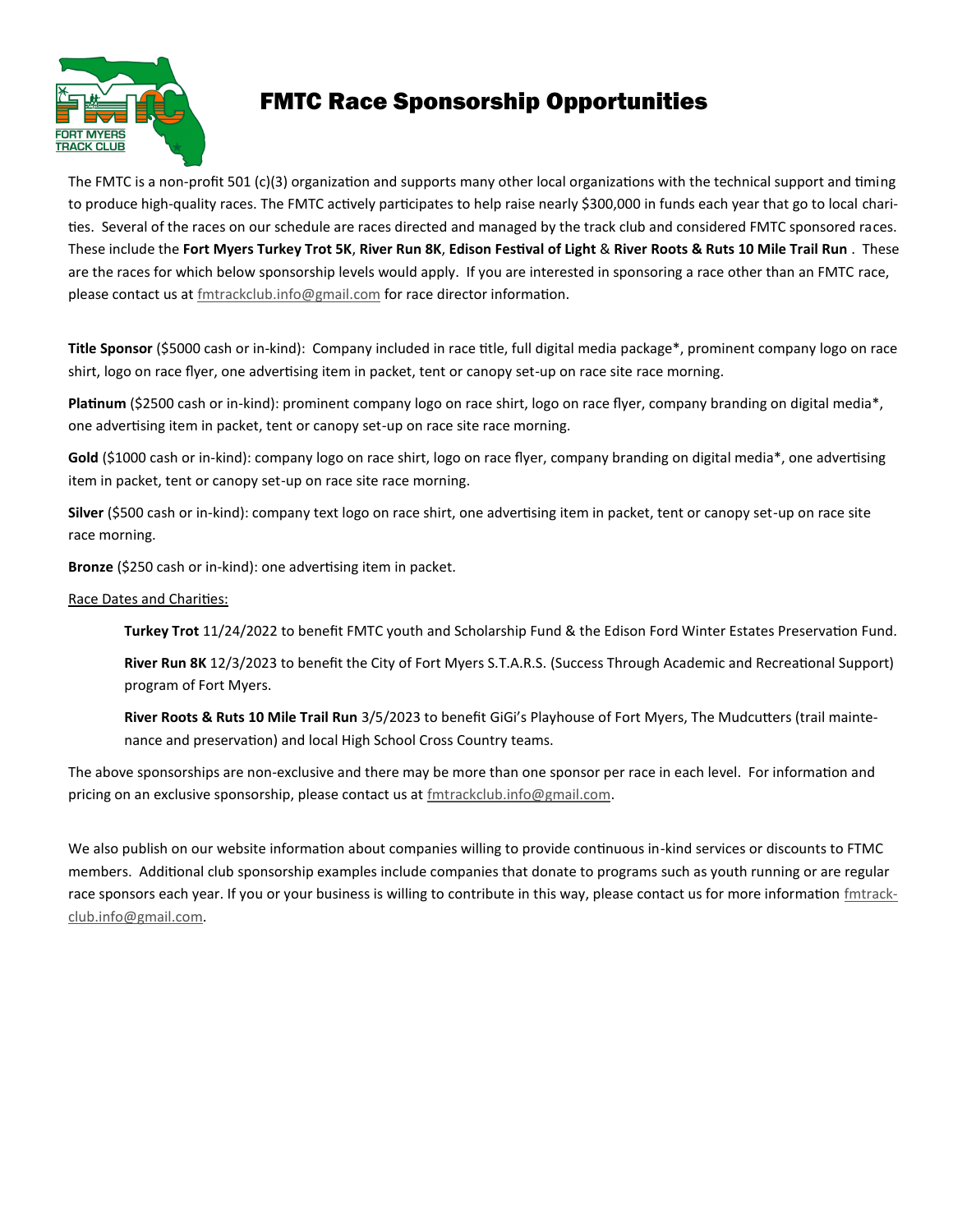# FMTC Race Sponsorship Opportunities

The FMTC is a non-profit 501 (c)(3) organization and supports many other local organizations with the technical support and timing to produce high-quality races. The FMTC actively participates to help raise nearly $300,000 in funds each year that go to local charities. Several of the races on our schedule are races directed and managed by the track club and considered FMTC sponsored races. These include the **Fort Myers Turkey Trot 5K**, **River Run 8K**, **Edison Festival of Light** & **River Roots & Ruts 10 Mile Trail Run** . These are the races for which below sponsorship levels would apply. If you are interested in sponsoring a race other than an FMTC race, please contact us at fmtrackclub.info@gmail.com for race director information.

**Title Sponsor** ($5000 cash or in-kind): Company included in race title, full digital media package*, prominent company logo on race shirt, logo on race flyer, one advertising item in packet, tent or canopy set-up on race site race morning.

**Platinum** ($2500 cash or in-kind): prominent company logo on race shirt, logo on race flyer, company branding on digital media*, one advertising item in packet, tent or canopy set-up on race site race morning.

**Gold** ($1000 cash or in-kind): company logo on race shirt, logo on race flyer, company branding on digital media*, one advertising item in packet, tent or canopy set-up on race site race morning.

**Silver** ($500 cash or in-kind): company text logo on race shirt, one advertising item in packet, tent or canopy set-up on race site race morning.

**Bronze** ($250 cash or in-kind): one advertising item in packet.

Race Dates and Charities:

> **Turkey Trot** 11/24/2022 to benefit FMTC youth and Scholarship Fund & the Edison Ford Winter Estates Preservation Fund.
>
> **River Run 8K** 12/3/2023 to benefit the City of Fort Myers S.T.A.R.S. (Success Through Academic and Recreational Support) program of Fort Myers.
>
> **River Roots & Ruts 10 Mile Trail Run** 3/5/2023 to benefit GiGi's Playhouse of Fort Myers, The Mudcutters (trail maintenance and preservation) and local High School Cross Country teams.

The above sponsorships are non-exclusive and there may be more than one sponsor per race in each level. For information and pricing on an exclusive sponsorship, please contact us at fmtrackclub.info@gmail.com.

We also publish on our website information about companies willing to provide continuous in-kind services or discounts to FTMC members. Additional club sponsorship examples include companies that donate to programs such as youth running or are regular race sponsors each year. If you or your business is willing to contribute in this way, please contact us for more information fmtrackclub.info@gmail.com.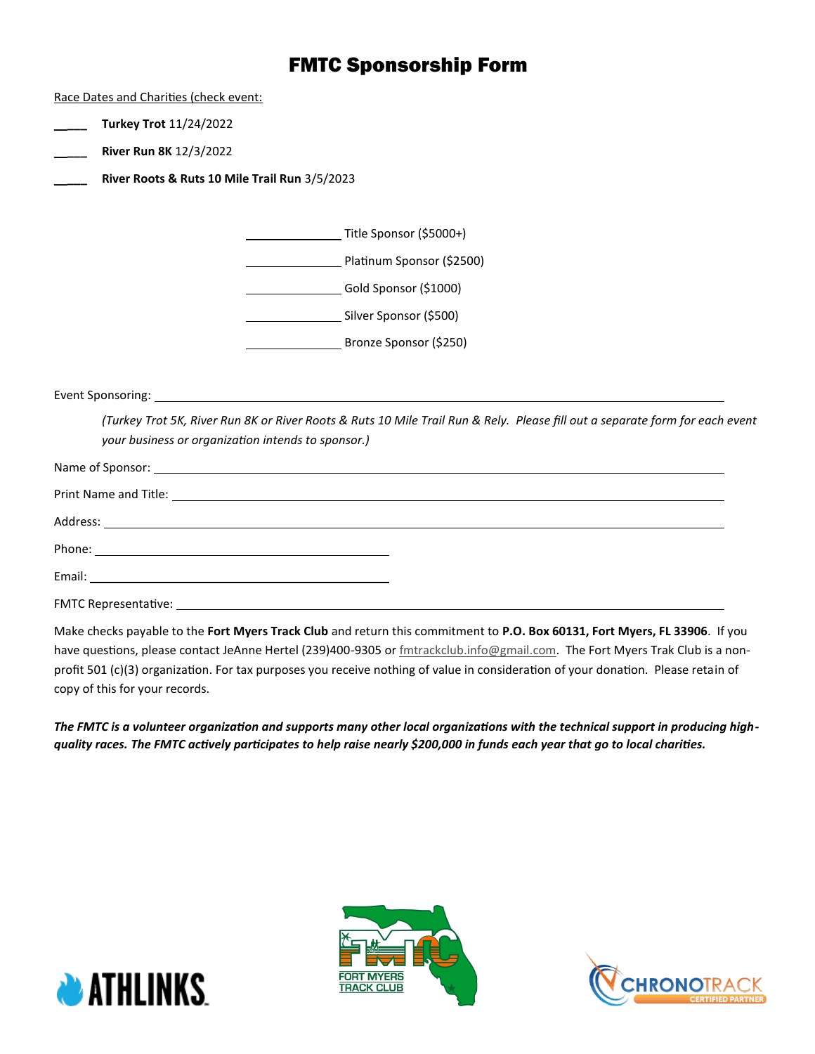# FMTC Sponsorship Form

Race Dates and Charities (check event:

_____ **Turkey Trot** 11/24/2022

_____ **River Run 8K** 12/3/2022

_____ **River Roots & Ruts 10 Mile Trail Run** 3/5/2023

______________ Title Sponsor ($5000+)

______________ Platinum Sponsor ($2500)

______________ Gold Sponsor ($1000)

______________ Silver Sponsor ($500)

______________ Bronze Sponsor ($250)

Event Sponsoring: ________________________________________________________________

*(Turkey Trot 5K, River Run 8K or River Roots & Ruts 10 Mile Trail Run & Rely. Please fill out a separate form for each event your business or organization intends to sponsor.)*

Name of Sponsor: ________________________________________________________________

Print Name and Title: _____________________________________________________________

Address: _______________________________________________________________________

Phone: ______________________________________

Email: ______________________________________

FMTC Representative: _____________________________________________________________

Make checks payable to the **Fort Myers Track Club** and return this commitment to **P.O. Box 60131, Fort Myers, FL 33906**. If you have questions, please contact JeAnne Hertel (239)400-9305 or fmtrackclub.info@gmail.com. The Fort Myers Trak Club is a non-profit 501 (c)(3) organization. For tax purposes you receive nothing of value in consideration of your donation. Please retain of copy of this for your records.

***The FMTC is a volunteer organization and supports many other local organizations with the technical support in producing high-quality races. The FMTC actively participates to help raise nearly $200,000 in funds each year that go to local charities.***

ATHLINKS

FORT MYERS TRACK CLUB

CHRONOTRACK CERTIFIED PARTNER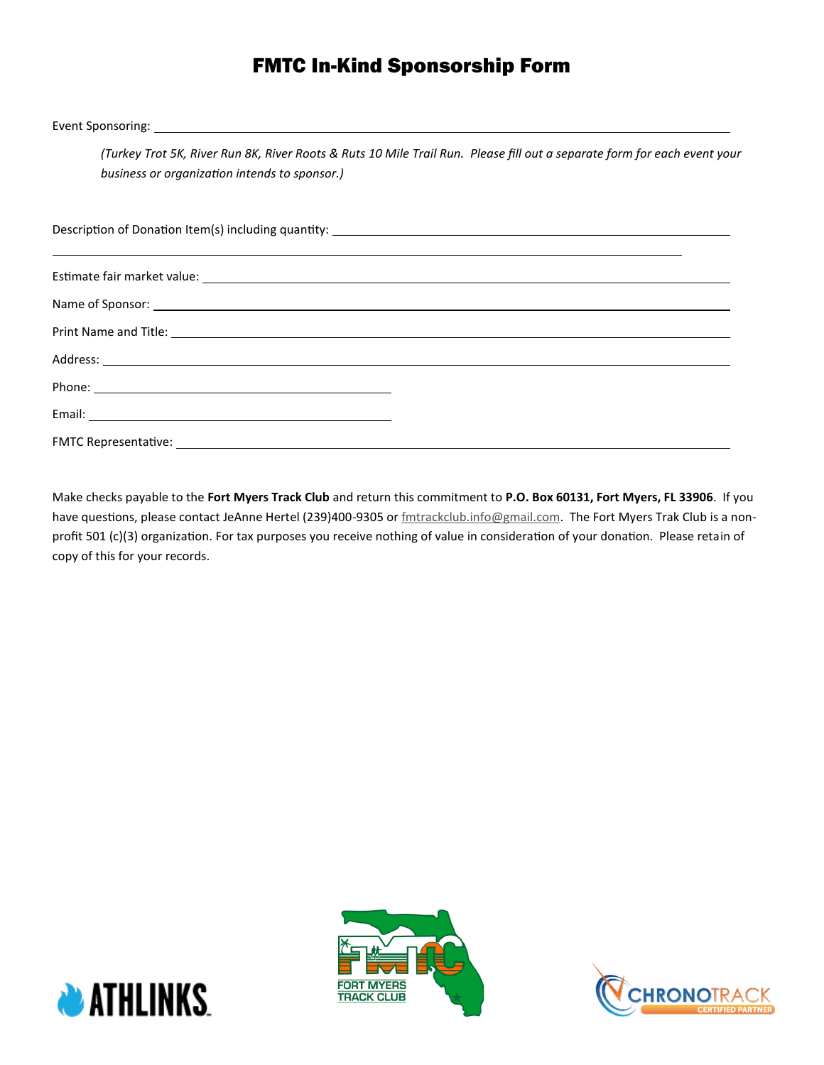# FMTC In-Kind Sponsorship Form

Event Sponsoring: ____________________________________________

*(Turkey Trot 5K, River Run 8K, River Roots & Ruts 10 Mile Trail Run. Please fill out a separate form for each event your business or organization intends to sponsor.)*

Description of Donation Item(s) including quantity: ____________________________________________

____________________________________________

Estimate fair market value: ____________________________________________

Name of Sponsor: ____________________________________________

Print Name and Title: ____________________________________________

Address: ____________________________________________

Phone: ______________________

Email: ______________________

FMTC Representative: ____________________________________________

Make checks payable to the **Fort Myers Track Club** and return this commitment to **P.O. Box 60131, Fort Myers, FL 33906**. If you have questions, please contact JeAnne Hertel (239)400-9305 or fmtrackclub.info@gmail.com. The Fort Myers Trak Club is a non-profit 501 (c)(3) organization. For tax purposes you receive nothing of value in consideration of your donation. Please retain of copy of this for your records.

ATHLINKS

FORT MYERS TRACK CLUB

CHRONOTRACK CERTIFIED PARTNER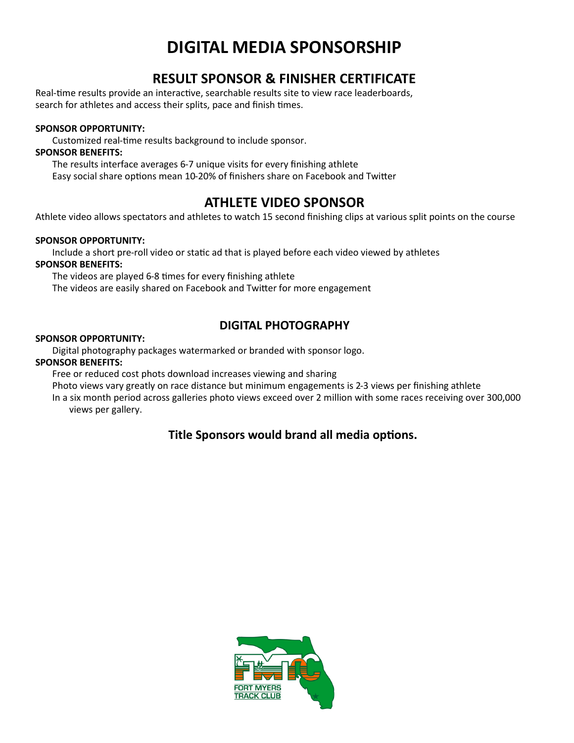# DIGITAL MEDIA SPONSORSHIP

## RESULT SPONSOR & FINISHER CERTIFICATE

Real-time results provide an interactive, searchable results site to view race leaderboards, search for athletes and access their splits, pace and finish times.

**SPONSOR OPPORTUNITY:**

Customized real-time results background to include sponsor.

**SPONSOR BENEFITS:**

The results interface averages 6-7 unique visits for every finishing athlete

Easy social share options mean 10-20% of finishers share on Facebook and Twitter

## ATHLETE VIDEO SPONSOR

Athlete video allows spectators and athletes to watch 15 second finishing clips at various split points on the course

**SPONSOR OPPORTUNITY:**

Include a short pre-roll video or static ad that is played before each video viewed by athletes

**SPONSOR BENEFITS:**

The videos are played 6-8 times for every finishing athlete

The videos are easily shared on Facebook and Twitter for more engagement

## DIGITAL PHOTOGRAPHY

**SPONSOR OPPORTUNITY:**

Digital photography packages watermarked or branded with sponsor logo.

**SPONSOR BENEFITS:**

Free or reduced cost phots download increases viewing and sharing

Photo views vary greatly on race distance but minimum engagements is 2-3 views per finishing athlete

In a six month period across galleries photo views exceed over 2 million with some races receiving over 300,000 views per gallery.

**Title Sponsors would brand all media options.**

FORT MYERS TRACK CLUB